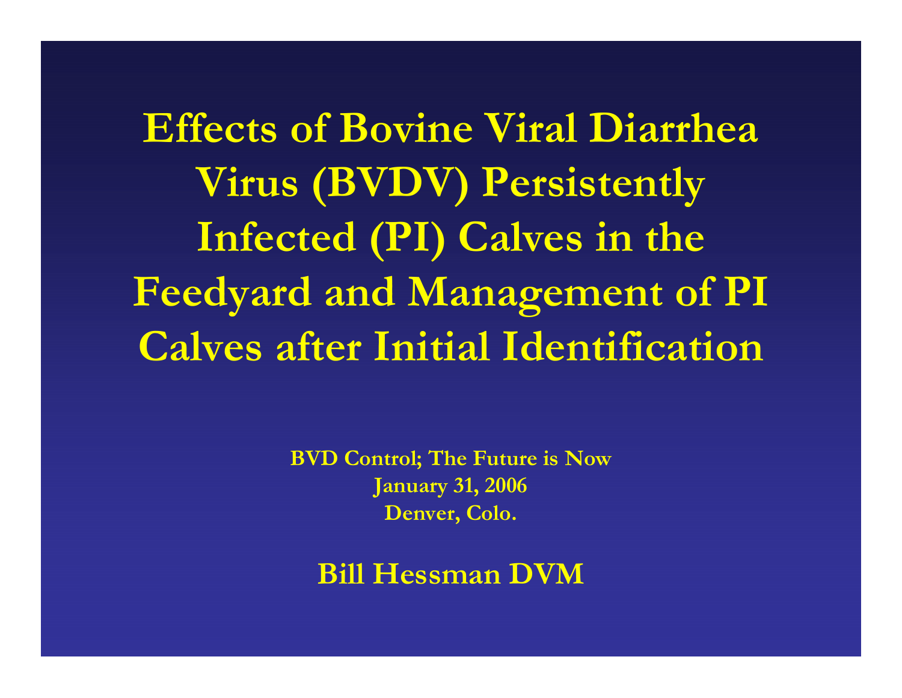# Effects of Bovine Viral Diarrhea Virus (BVDV) Persistently Infected (PI) Calves in the Feedyard and Management of PI Calves after Initial Identification

**BVD Control; The Future is Now**
**January 31, 2006**
**Denver, Colo.**

**Bill Hessman DVM**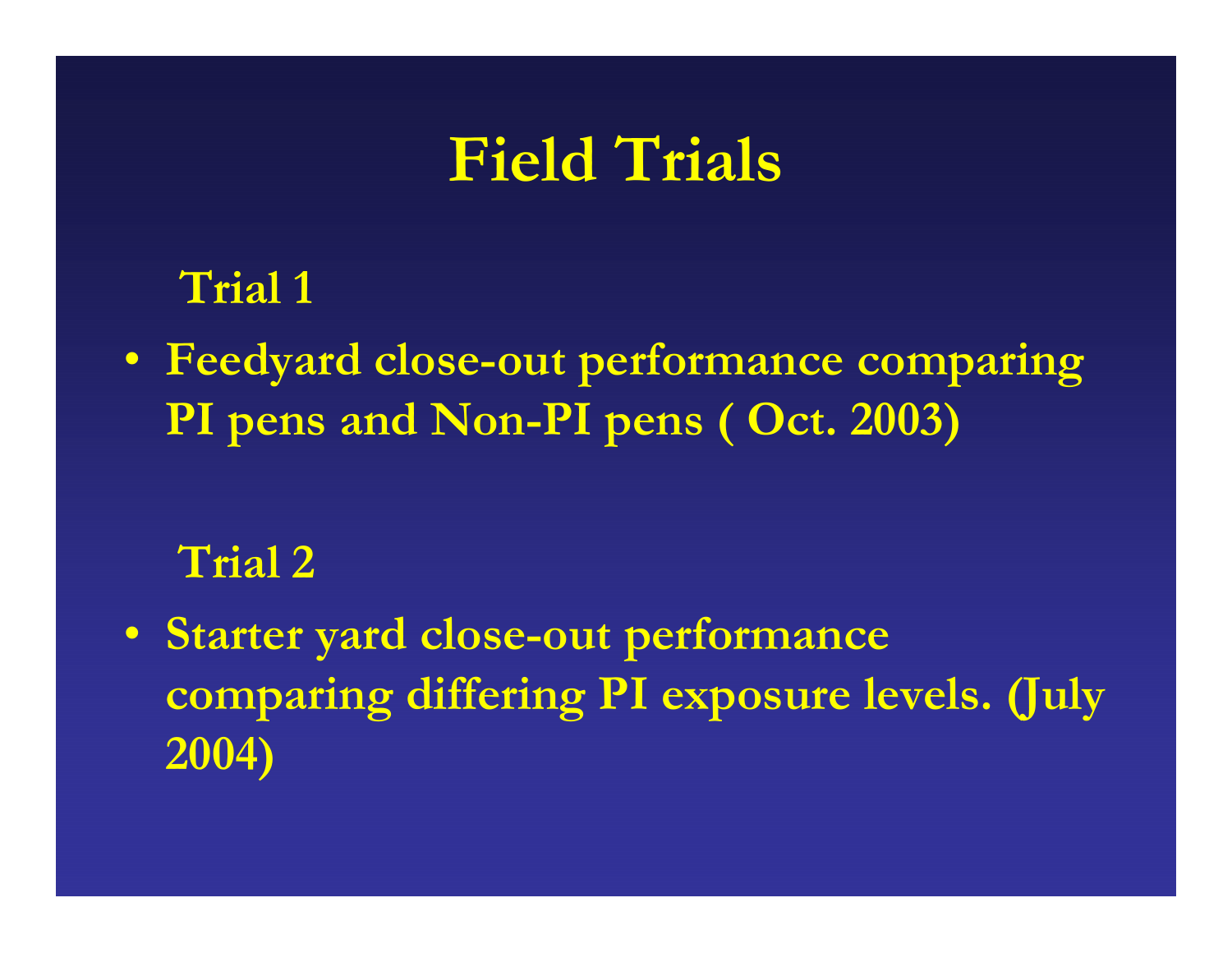# Field Trials

**Trial 1**

- **Feedyard close-out performance comparing PI pens and Non-PI pens ( Oct. 2003)**

**Trial 2**

- **Starter yard close-out performance comparing differing PI exposure levels. (July 2004)**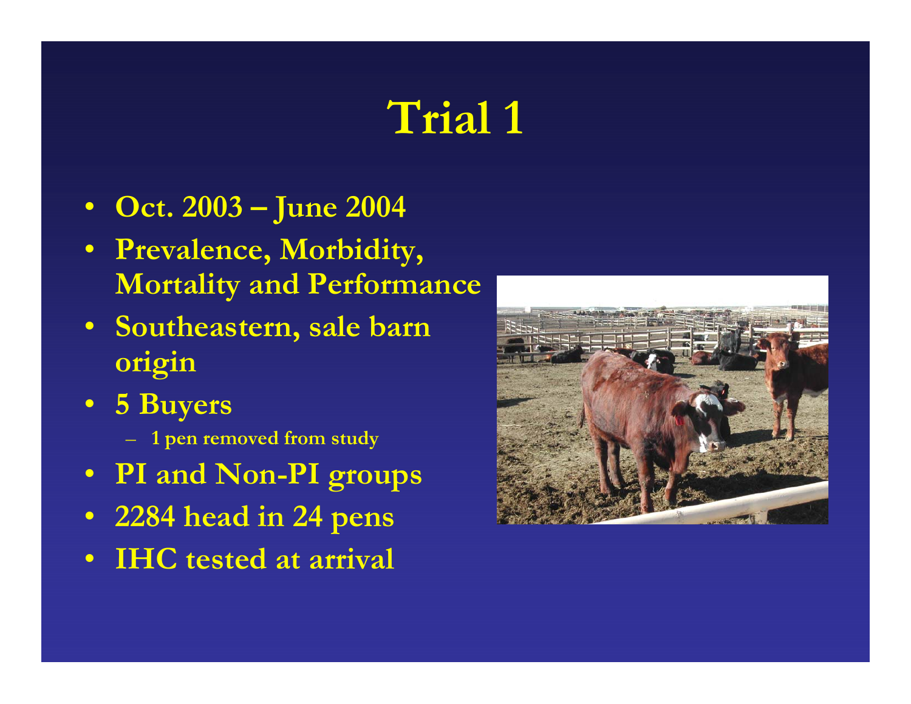# Trial 1

- Oct. 2003 – June 2004
- Prevalence, Morbidity, Mortality and Performance
- Southeastern, sale barn origin
- 5 Buyers
  - 1 pen removed from study
- PI and Non-PI groups
- 2284 head in 24 pens
- IHC tested at arrival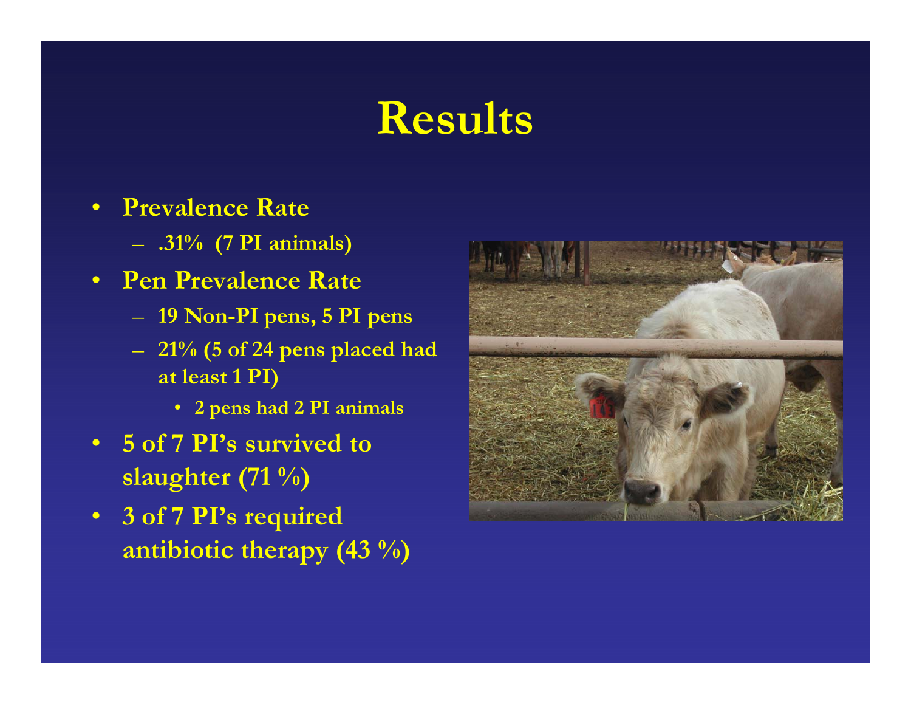# Results

- **Prevalence Rate**
  - **.31% (7 PI animals)**
- **Pen Prevalence Rate**
  - **19 Non-PI pens, 5 PI pens**
  - **21% (5 of 24 pens placed had at least 1 PI)**
    - **2 pens had 2 PI animals**
- **5 of 7 PI's survived to slaughter (71 %)**
- **3 of 7 PI's required antibiotic therapy (43 %)**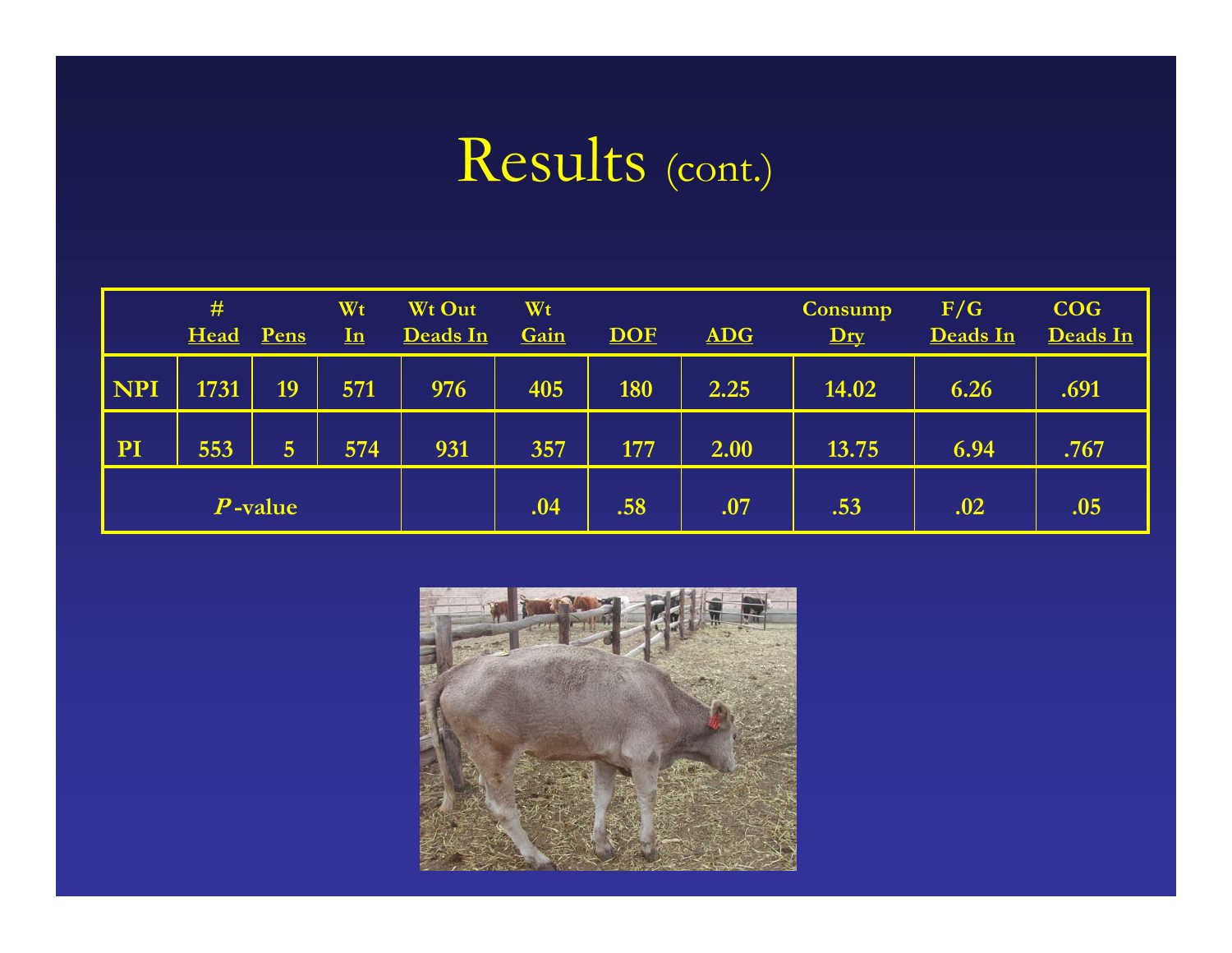# Results (cont.)

| | # Head | Pens | Wt In | Wt Out Deads In | Wt Gain | DOF | ADG | Consump Dry | F/G Deads In | COG Deads In |
|---|---|---|---|---|---|---|---|---|---|---|
| NPI | 1731 | 19 | 571 | 976 | 405 | 180 | 2.25 | 14.02 | 6.26 | .691 |
| PI | 553 | 5 | 574 | 931 | 357 | 177 | 2.00 | 13.75 | 6.94 | .767 |
| *P*-value | | | | | .04 | .58 | .07 | .53 | .02 | .05 |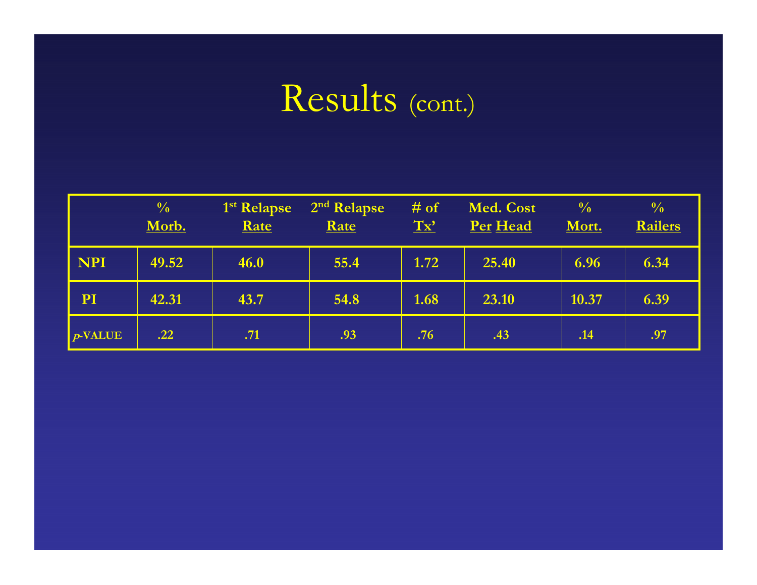# Results (cont.)

| | % Morb. | 1st Relapse Rate | 2nd Relapse Rate | # of Tx' | Med. Cost Per Head | % Mort. | % Railers |
|---|---|---|---|---|---|---|---|
| **NPI** | 49.52 | 46.0 | 55.4 | 1.72 | 25.40 | 6.96 | 6.34 |
| **PI** | 42.31 | 43.7 | 54.8 | 1.68 | 23.10 | 10.37 | 6.39 |
| *p*-VALUE | .22 | .71 | .93 | .76 | .43 | .14 | .97 |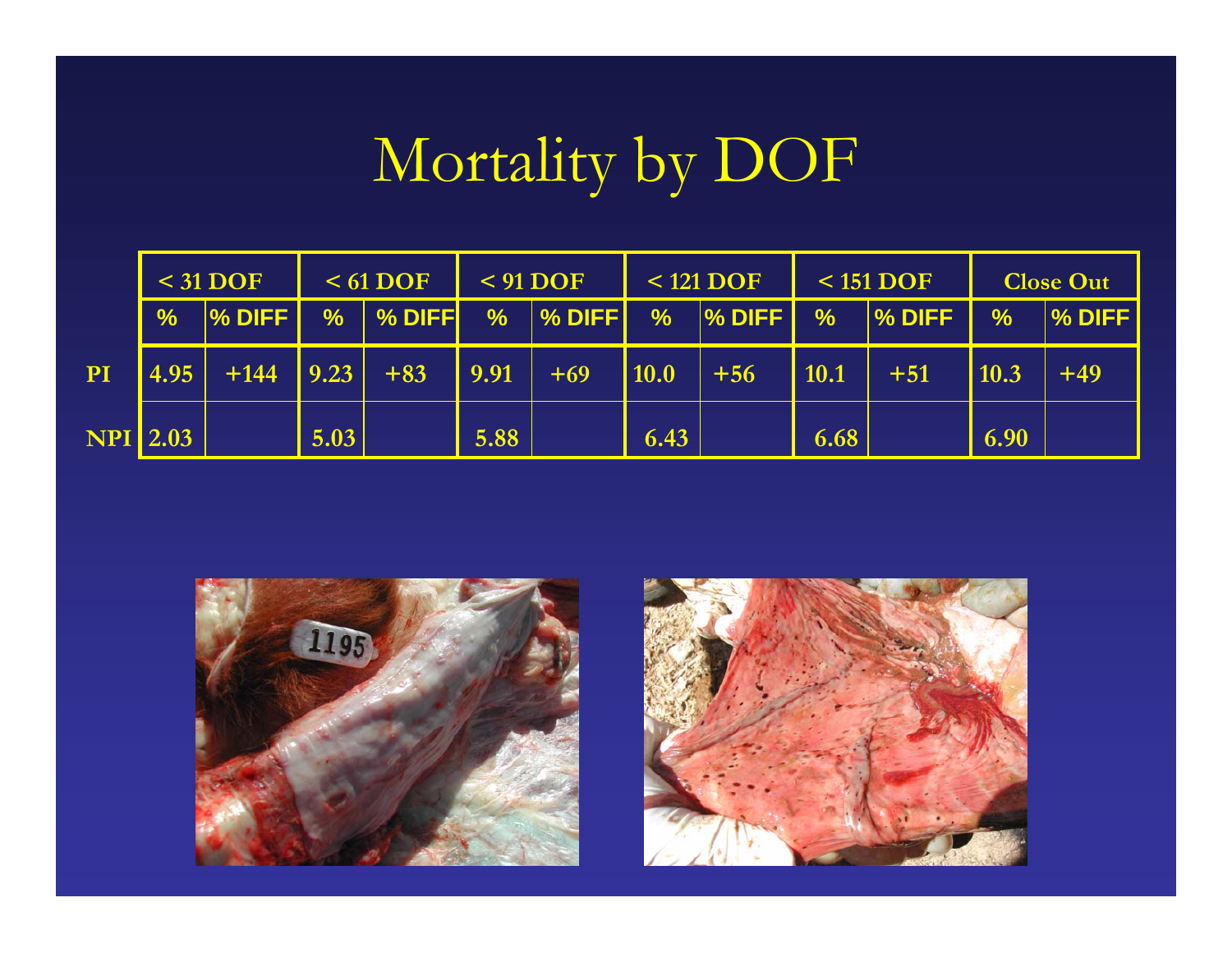# Mortality by DOF

| | < 31 DOF | | < 61 DOF | | < 91 DOF | | < 121 DOF | | < 151 DOF | | Close Out | |
|---|---|---|---|---|---|---|---|---|---|---|---|---|
| | % | % DIFF | % | % DIFF | % | % DIFF | % | % DIFF | % | % DIFF | % | % DIFF |
| PI | 4.95 | +144 | 9.23 | +83 | 9.91 | +69 | 10.0 | +56 | 10.1 | +51 | 10.3 | +49 |
| NPI | 2.03 | | 5.03 | | 5.88 | | 6.43 | | 6.68 | | 6.90 | |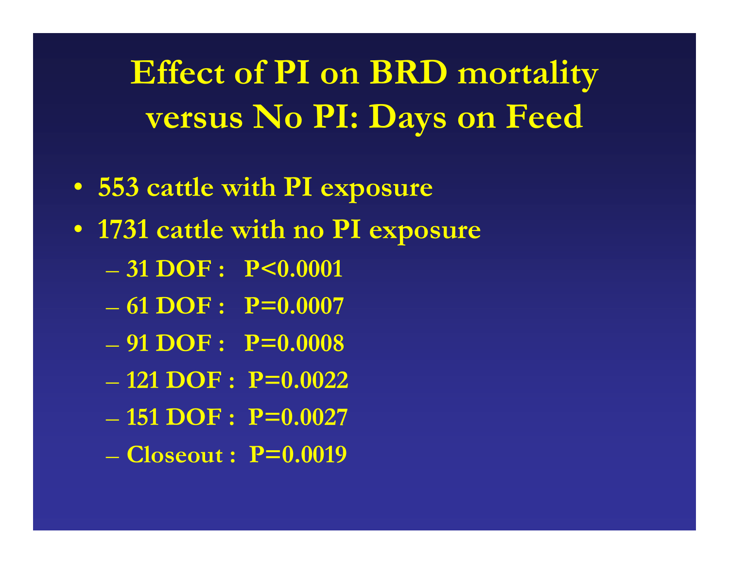# Effect of PI on BRD mortality versus No PI: Days on Feed

- 553 cattle with PI exposure
- 1731 cattle with no PI exposure
  - 31 DOF : $P<0.0001$
  - 61 DOF : $P=0.0007$
  - 91 DOF : $P=0.0008$
  - 121 DOF : $P=0.0022$
  - 151 DOF : $P=0.0027$
  - Closeout : $P=0.0019$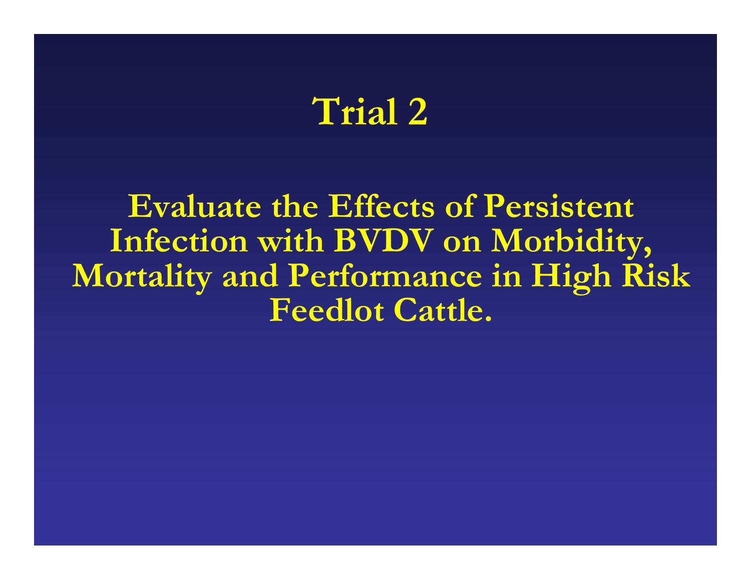# Trial 2

**Evaluate the Effects of Persistent Infection with BVDV on Morbidity, Mortality and Performance in High Risk Feedlot Cattle.**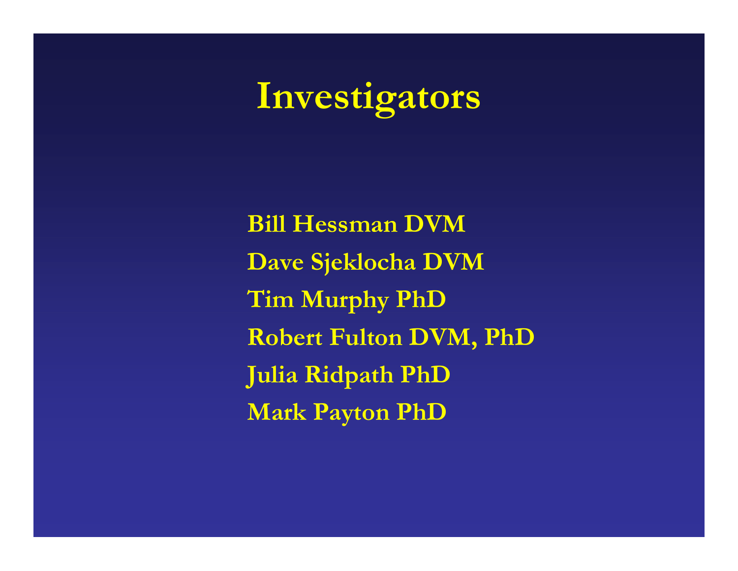# Investigators

Bill Hessman DVM

Dave Sjeklocha DVM

Tim Murphy PhD

Robert Fulton DVM, PhD

Julia Ridpath PhD

Mark Payton PhD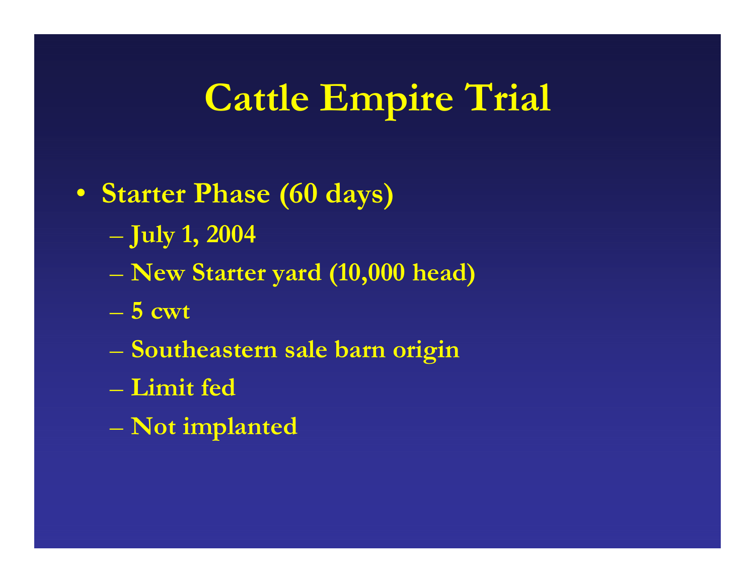# Cattle Empire Trial

- Starter Phase (60 days)
  - July 1, 2004
  - New Starter yard (10,000 head)
  - 5 cwt
  - Southeastern sale barn origin
  - Limit fed
  - Not implanted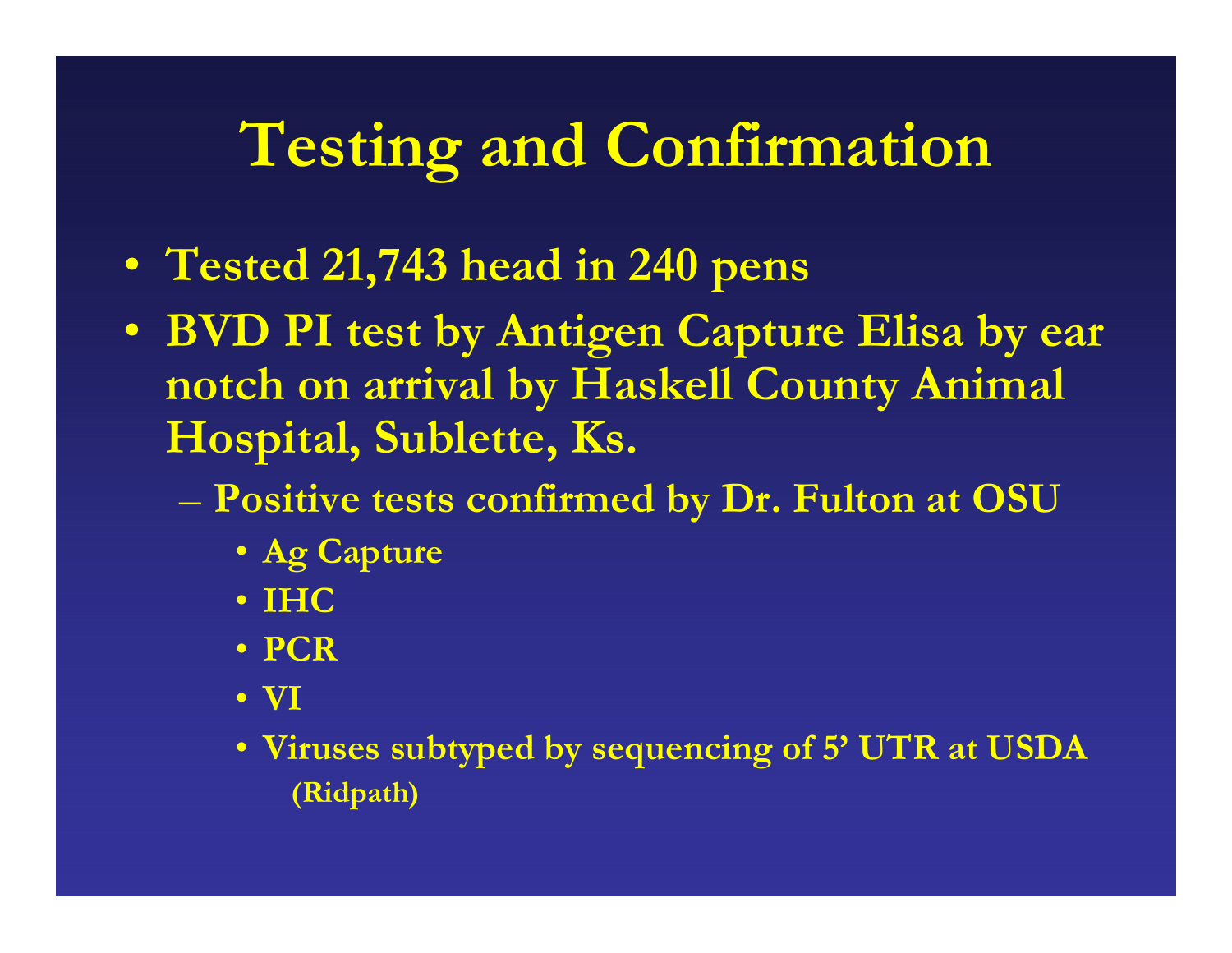# Testing and Confirmation

- Tested 21,743 head in 240 pens
- BVD PI test by Antigen Capture Elisa by ear notch on arrival by Haskell County Animal Hospital, Sublette, Ks.
  - Positive tests confirmed by Dr. Fulton at OSU
    - Ag Capture
    - IHC
    - PCR
    - VI
    - Viruses subtyped by sequencing of 5' UTR at USDA (Ridpath)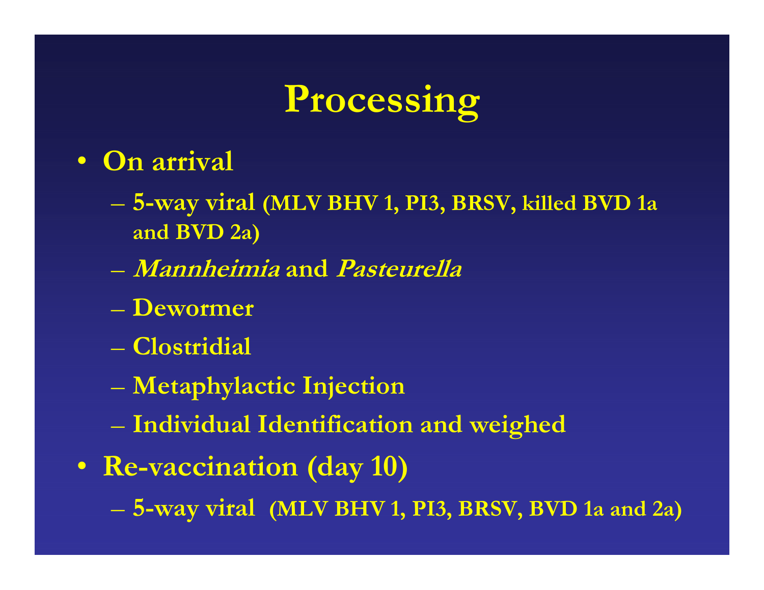# Processing

- **On arrival**
  - **5-way viral (MLV BHV 1, PI3, BRSV, killed BVD 1a and BVD 2a)**
  - ***Mannheimia* and *Pasteurella***
  - **Dewormer**
  - **Clostridial**
  - **Metaphylactic Injection**
  - **Individual Identification and weighed**
- **Re-vaccination (day 10)**
  - **5-way viral (MLV BHV 1, PI3, BRSV, BVD 1a and 2a)**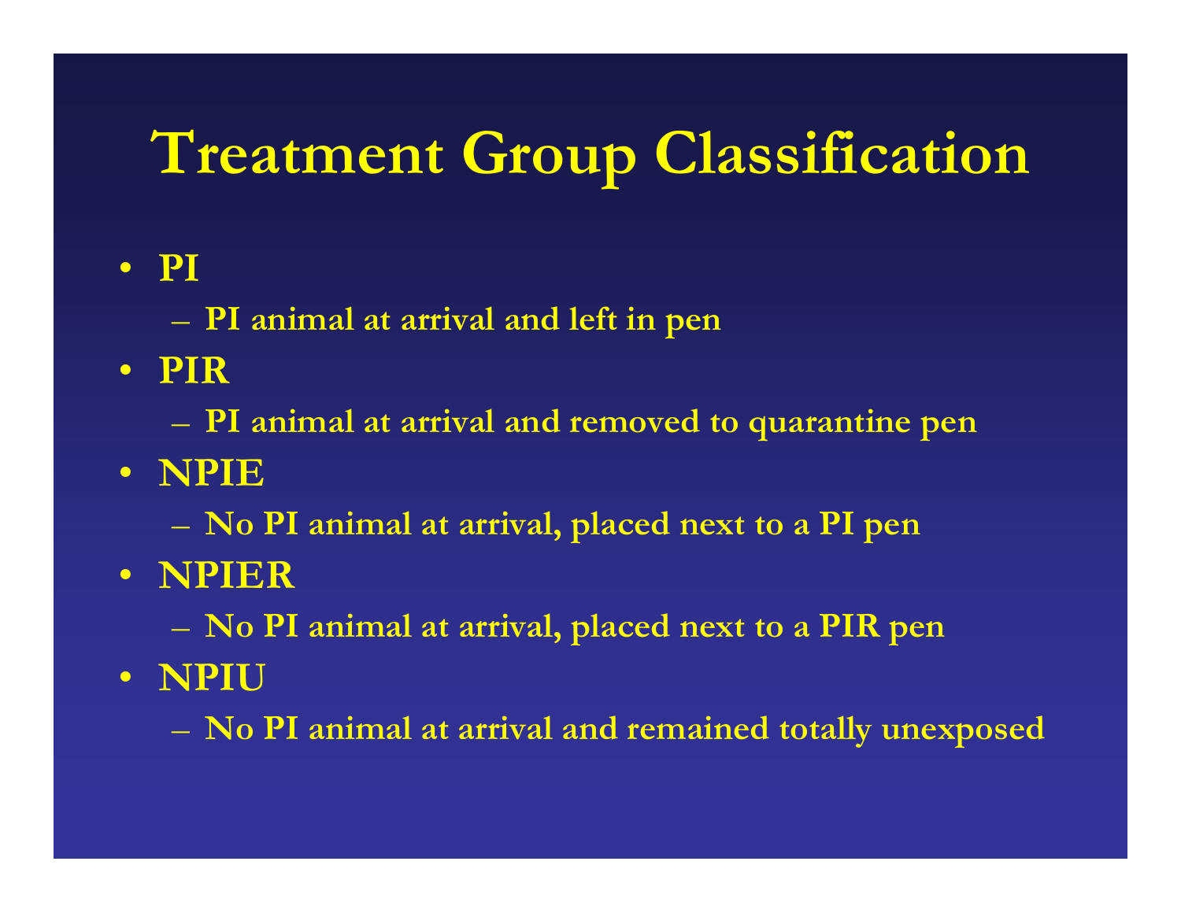# Treatment Group Classification

- **PI**
  - **PI animal at arrival and left in pen**
- **PIR**
  - **PI animal at arrival and removed to quarantine pen**
- **NPIE**
  - **No PI animal at arrival, placed next to a PI pen**
- **NPIER**
  - **No PI animal at arrival, placed next to a PIR pen**
- **NPIU**
  - **No PI animal at arrival and remained totally unexposed**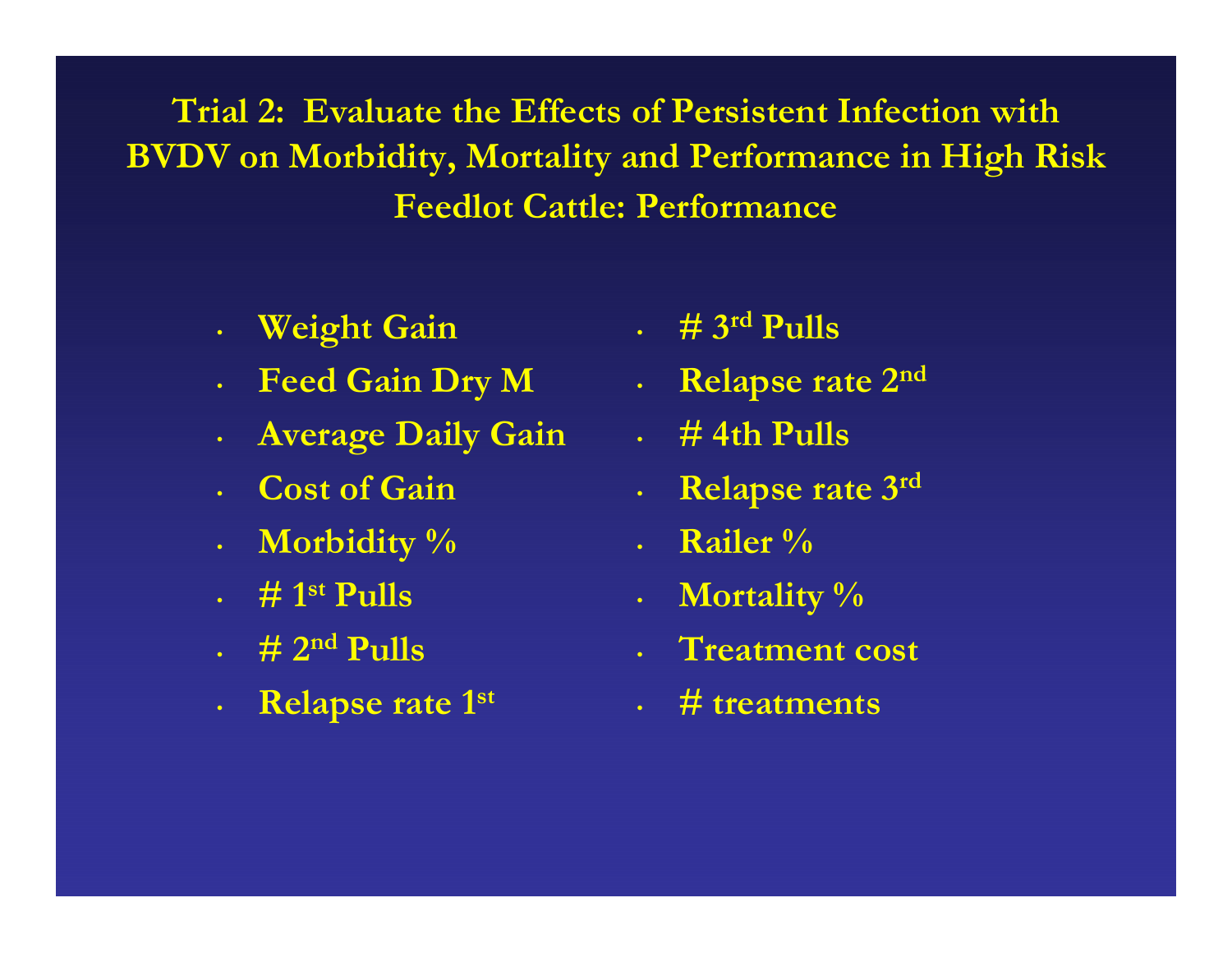# Trial 2: Evaluate the Effects of Persistent Infection with BVDV on Morbidity, Mortality and Performance in High Risk Feedlot Cattle: Performance

- Weight Gain
- Feed Gain Dry M
- Average Daily Gain
- Cost of Gain
- Morbidity %
- # 1st Pulls
- # 2nd Pulls
- Relapse rate 1st
- # 3rd Pulls
- Relapse rate 2nd
- # 4th Pulls
- Relapse rate 3rd
- Railer %
- Mortality %
- Treatment cost
- # treatments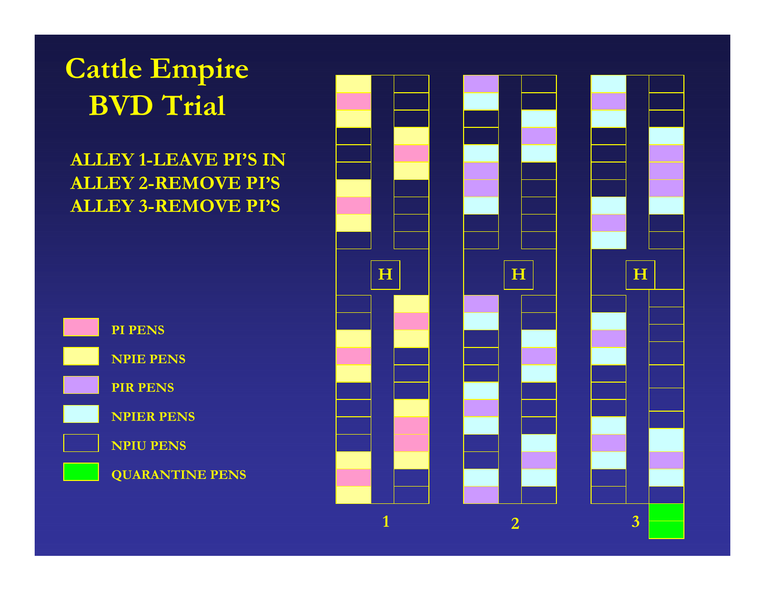# Cattle Empire BVD Trial

**ALLEY 1-LEAVE PI'S IN**
**ALLEY 2-REMOVE PI'S**
**ALLEY 3-REMOVE PI'S**

- **PI PENS**
- **NPIE PENS**
- **PIR PENS**
- **NPIER PENS**
- **NPIU PENS**
- **QUARANTINE PENS**

H H H

1 2 3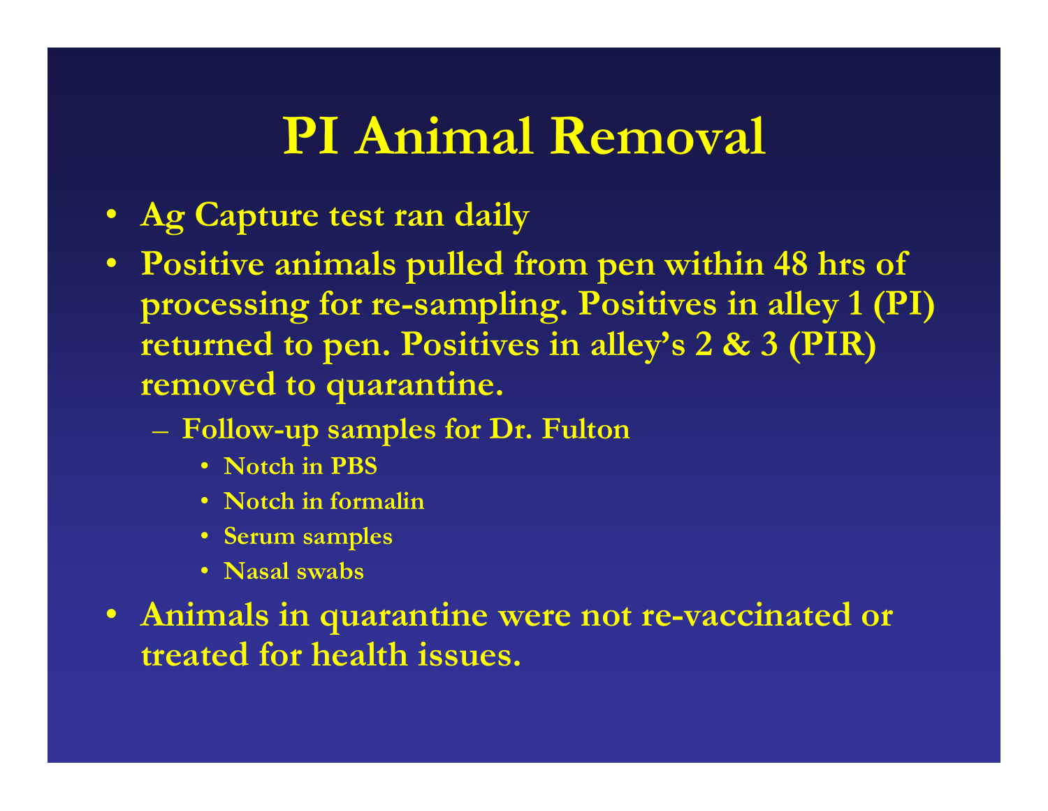# PI Animal Removal

- Ag Capture test ran daily
- Positive animals pulled from pen within 48 hrs of processing for re-sampling. Positives in alley 1 (PI) returned to pen. Positives in alley's 2 & 3 (PIR) removed to quarantine.
  - Follow-up samples for Dr. Fulton
    - Notch in PBS
    - Notch in formalin
    - Serum samples
    - Nasal swabs
- Animals in quarantine were not re-vaccinated or treated for health issues.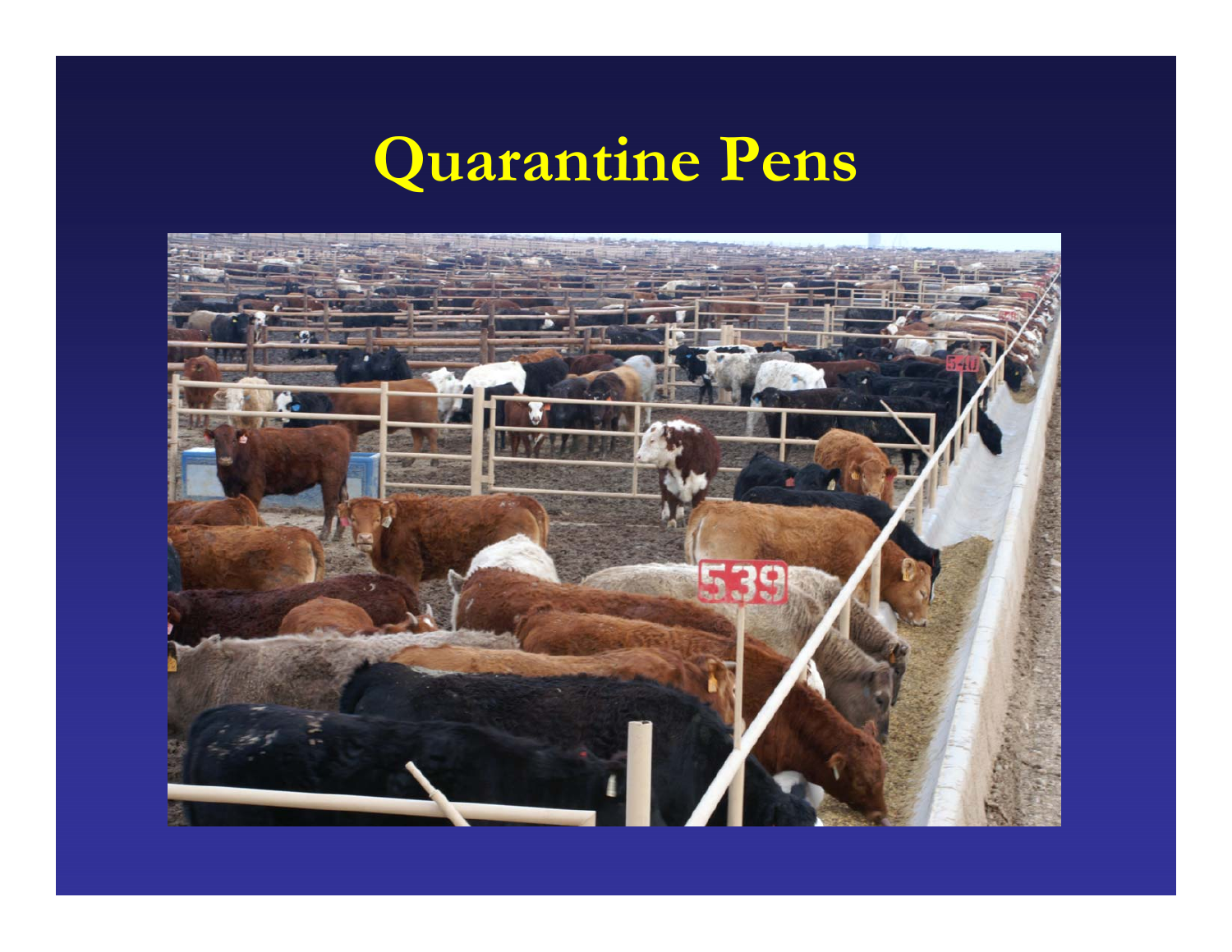# Quarantine Pens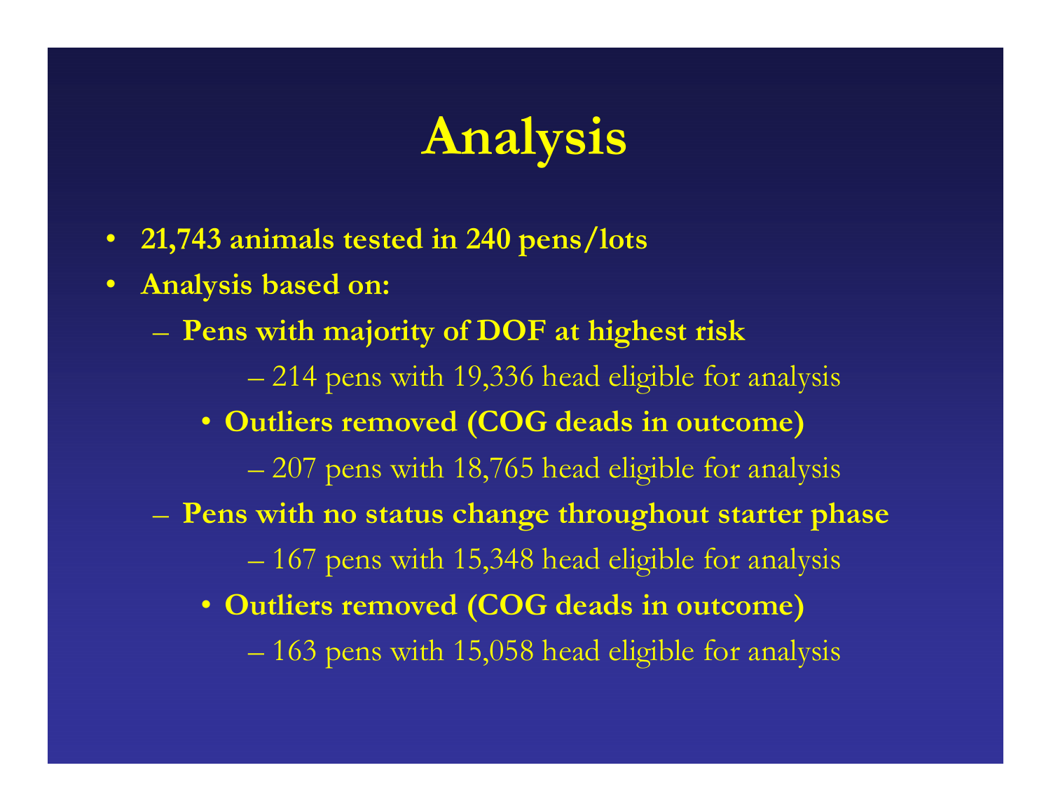# Analysis

- **21,743 animals tested in 240 pens/lots**
- **Analysis based on:**
  - **Pens with majority of DOF at highest risk**
    - 214 pens with 19,336 head eligible for analysis
    - **Outliers removed (COG deads in outcome)**
      - 207 pens with 18,765 head eligible for analysis
  - **Pens with no status change throughout starter phase**
    - 167 pens with 15,348 head eligible for analysis
    - **Outliers removed (COG deads in outcome)**
      - 163 pens with 15,058 head eligible for analysis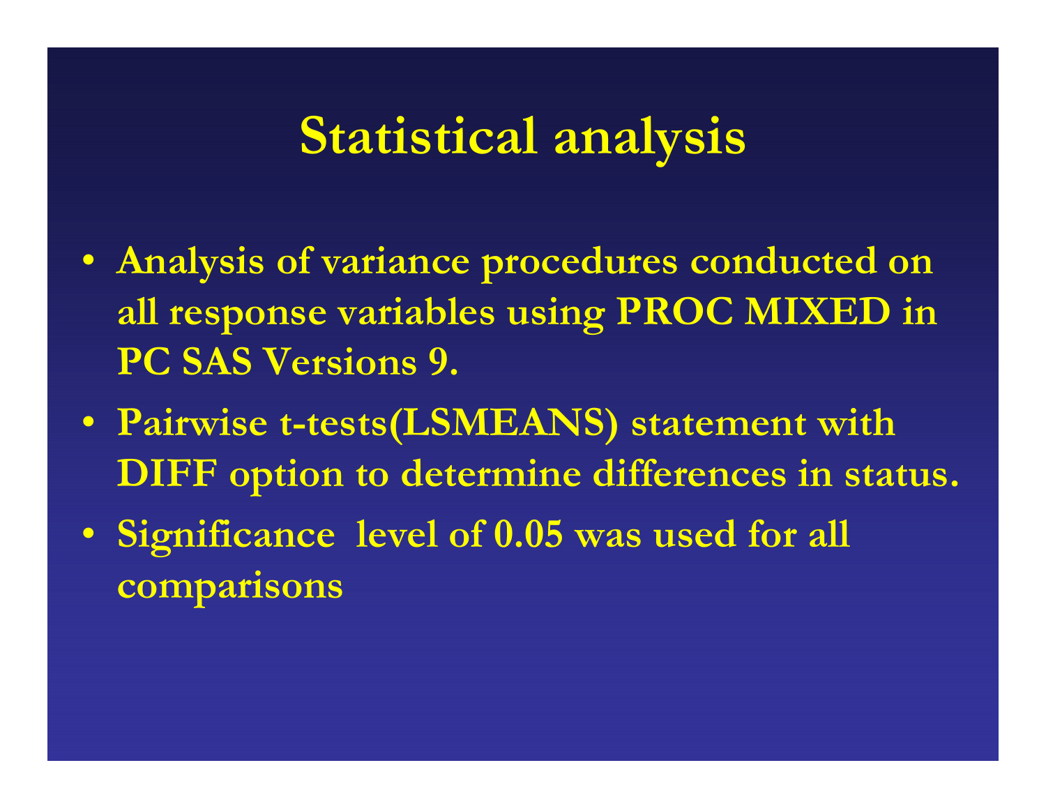# Statistical analysis

- Analysis of variance procedures conducted on all response variables using PROC MIXED in PC SAS Versions 9.
- Pairwise t-tests(LSMEANS) statement with DIFF option to determine differences in status.
- Significance level of 0.05 was used for all comparisons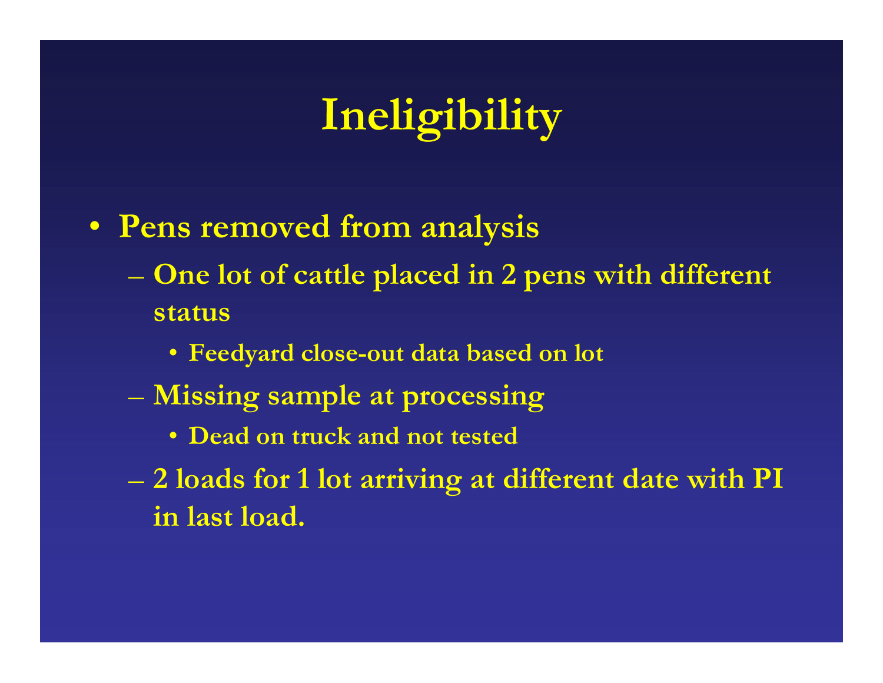# Ineligibility

- Pens removed from analysis
  - One lot of cattle placed in 2 pens with different status
    - Feedyard close-out data based on lot
  - Missing sample at processing
    - Dead on truck and not tested
  - 2 loads for 1 lot arriving at different date with PI in last load.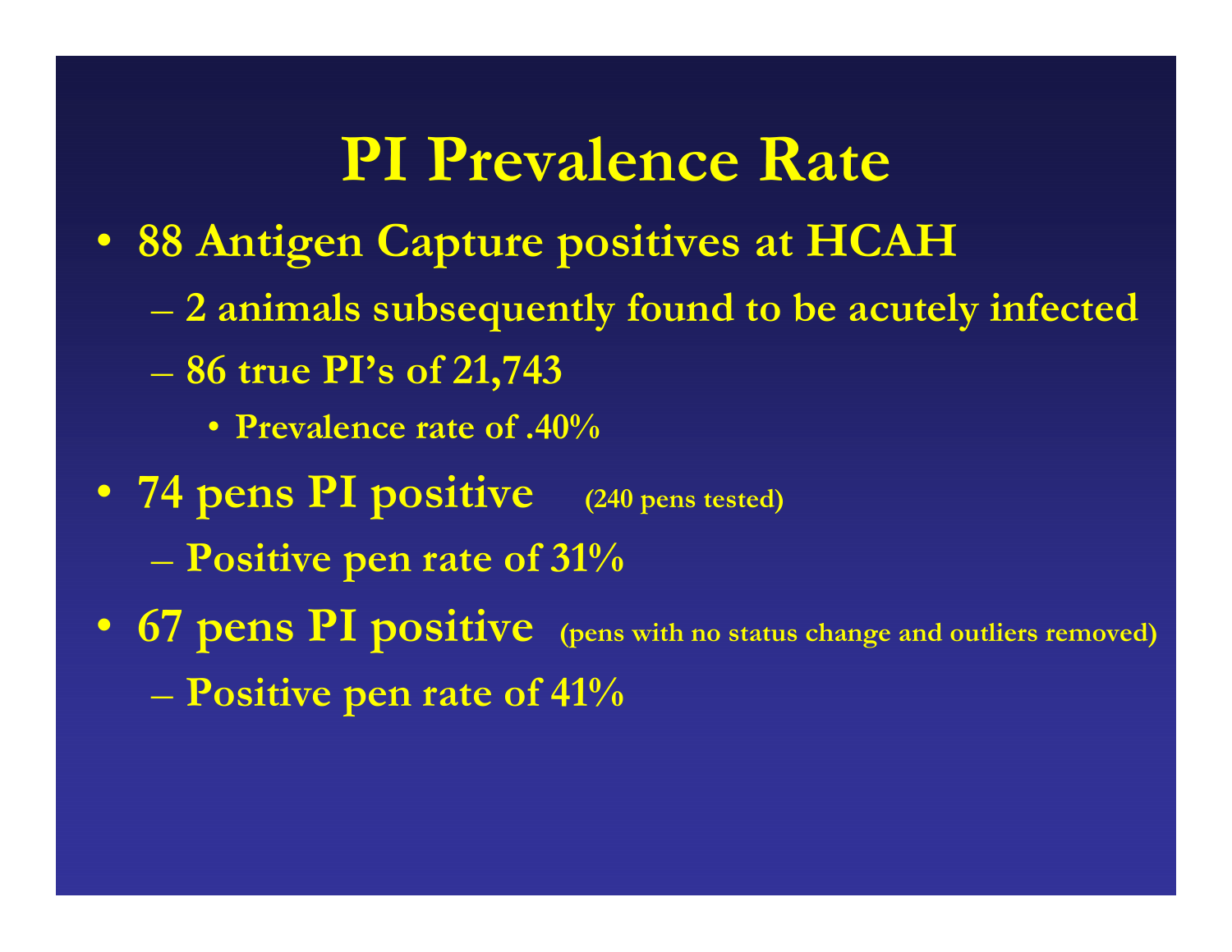# PI Prevalence Rate

- 88 Antigen Capture positives at HCAH
  - 2 animals subsequently found to be acutely infected
  - 86 true PI's of 21,743
    - Prevalence rate of .40%
- 74 pens PI positive (240 pens tested)
  - Positive pen rate of 31%
- 67 pens PI positive (pens with no status change and outliers removed)
  - Positive pen rate of 41%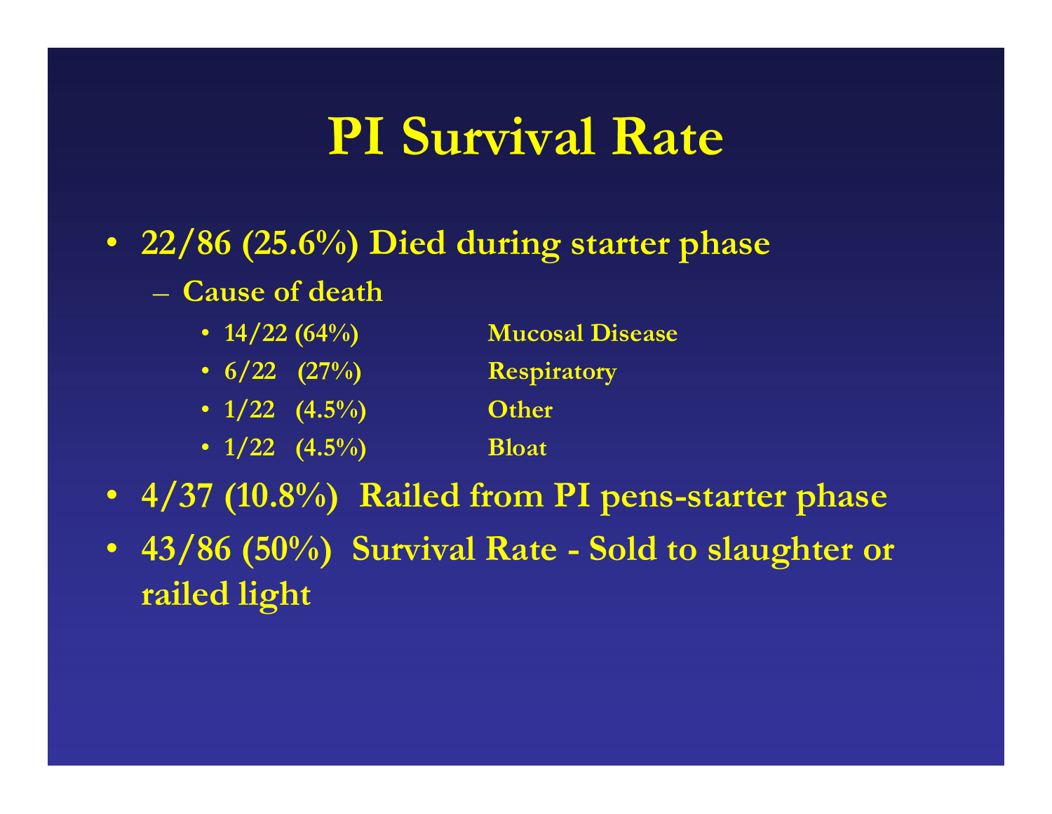# PI Survival Rate

- 22/86 (25.6%) Died during starter phase
  - Cause of death
    - 14/22 (64%) Mucosal Disease
    - 6/22 (27%) Respiratory
    - 1/22 (4.5%) Other
    - 1/22 (4.5%) Bloat
- 4/37 (10.8%) Railed from PI pens-starter phase
- 43/86 (50%) Survival Rate - Sold to slaughter or railed light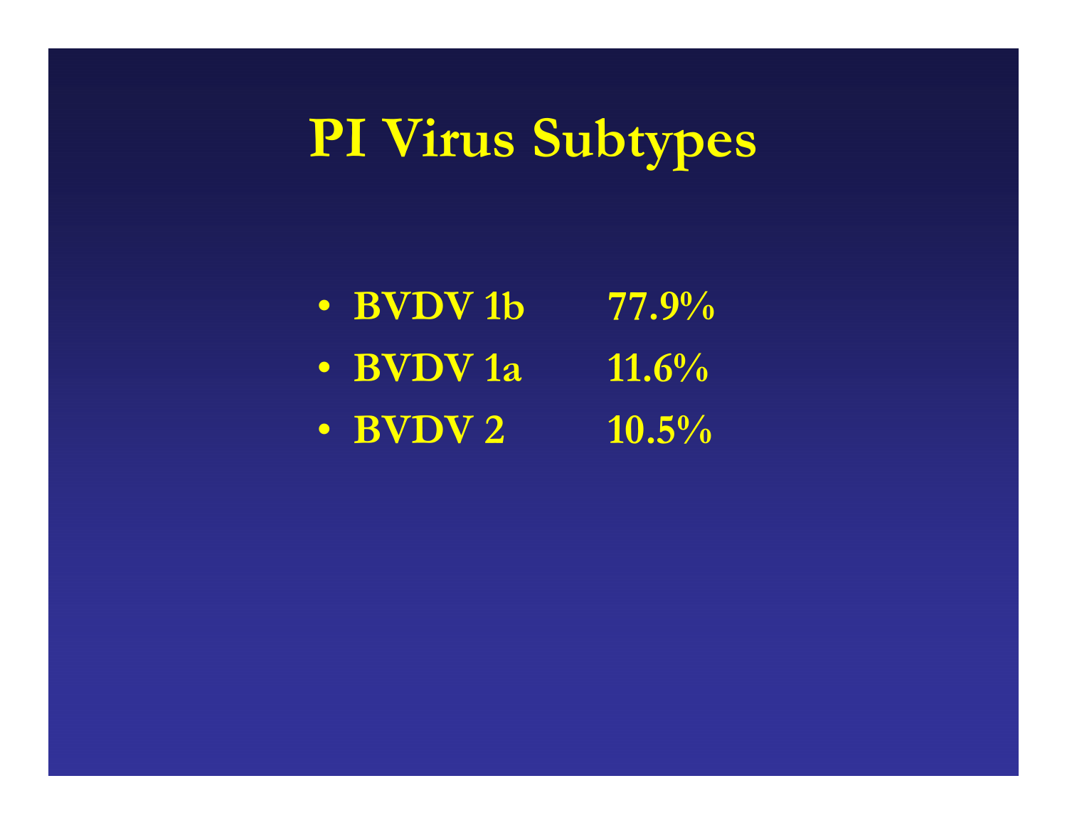# PI Virus Subtypes

- **BVDV 1b 77.9%**
- **BVDV 1a 11.6%**
- **BVDV 2 10.5%**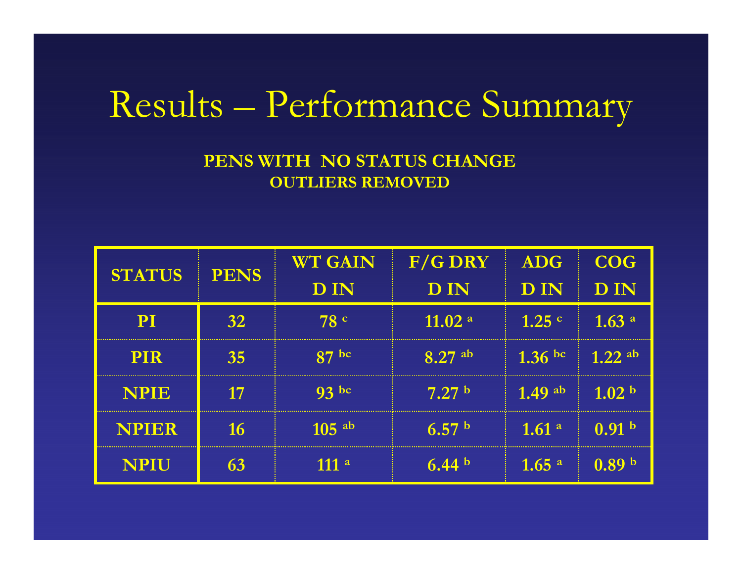# Results – Performance Summary

**PENS WITH NO STATUS CHANGE**
**OUTLIERS REMOVED**

| STATUS | PENS | WT GAIN D IN | F/G DRY D IN | ADG D IN | COG D IN |
|---|---|---|---|---|---|
| PI | 32 | 78 [c] | 11.02 [a] | 1.25 [c] | 1.63 [a] |
| PIR | 35 | 87 [bc] | 8.27 [ab] | 1.36 [bc] | 1.22 [ab] |
| NPIE | 17 | 93 [bc] | 7.27 [b] | 1.49 [ab] | 1.02 [b] |
| NPIER | 16 | 105 [ab] | 6.57 [b] | 1.61 [a] | 0.91 [b] |
| NPIU | 63 | 111 [a] | 6.44 [b] | 1.65 [a] | 0.89 [b] |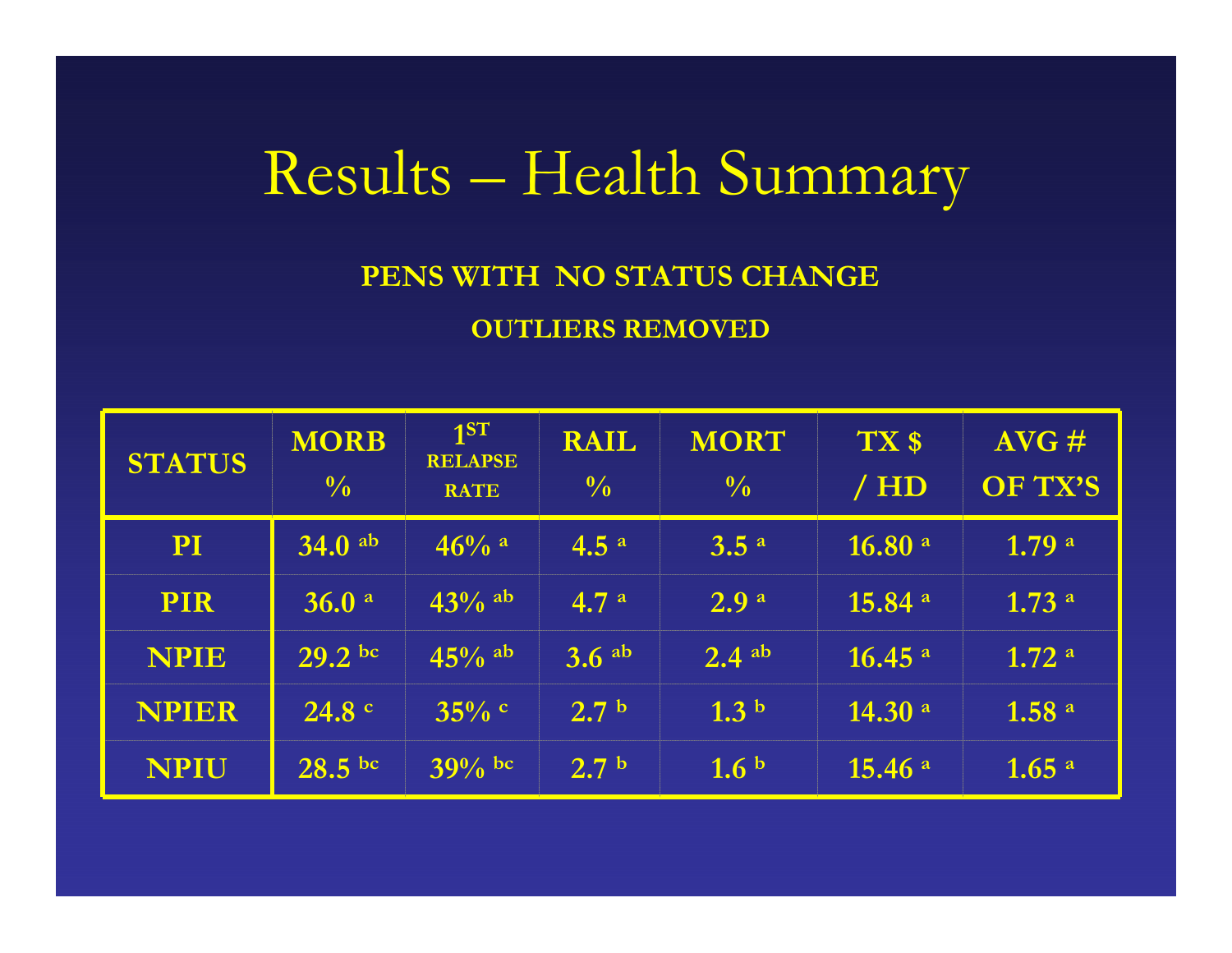# Results – Health Summary

**PENS WITH NO STATUS CHANGE**

**OUTLIERS REMOVED**

| STATUS | MORB % | 1ST RELAPSE RATE | RAIL % | MORT % | TX $ / HD | AVG # OF TX'S |
|---|---|---|---|---|---|---|
| PI | 34.0 [ab] | 46% [a] | 4.5 [a] | 3.5 [a] | 16.80 [a] | 1.79 [a] |
| PIR | 36.0 [a] | 43% [ab] | 4.7 [a] | 2.9 [a] | 15.84 [a] | 1.73 [a] |
| NPIE | 29.2 [bc] | 45% [ab] | 3.6 [ab] | 2.4 [ab] | 16.45 [a] | 1.72 [a] |
| NPIER | 24.8 [c] | 35% [c] | 2.7 [b] | 1.3 [b] | 14.30 [a] | 1.58 [a] |
| NPIU | 28.5 [bc] | 39% [bc] | 2.7 [b] | 1.6 [b] | 15.46 [a] | 1.65 [a] |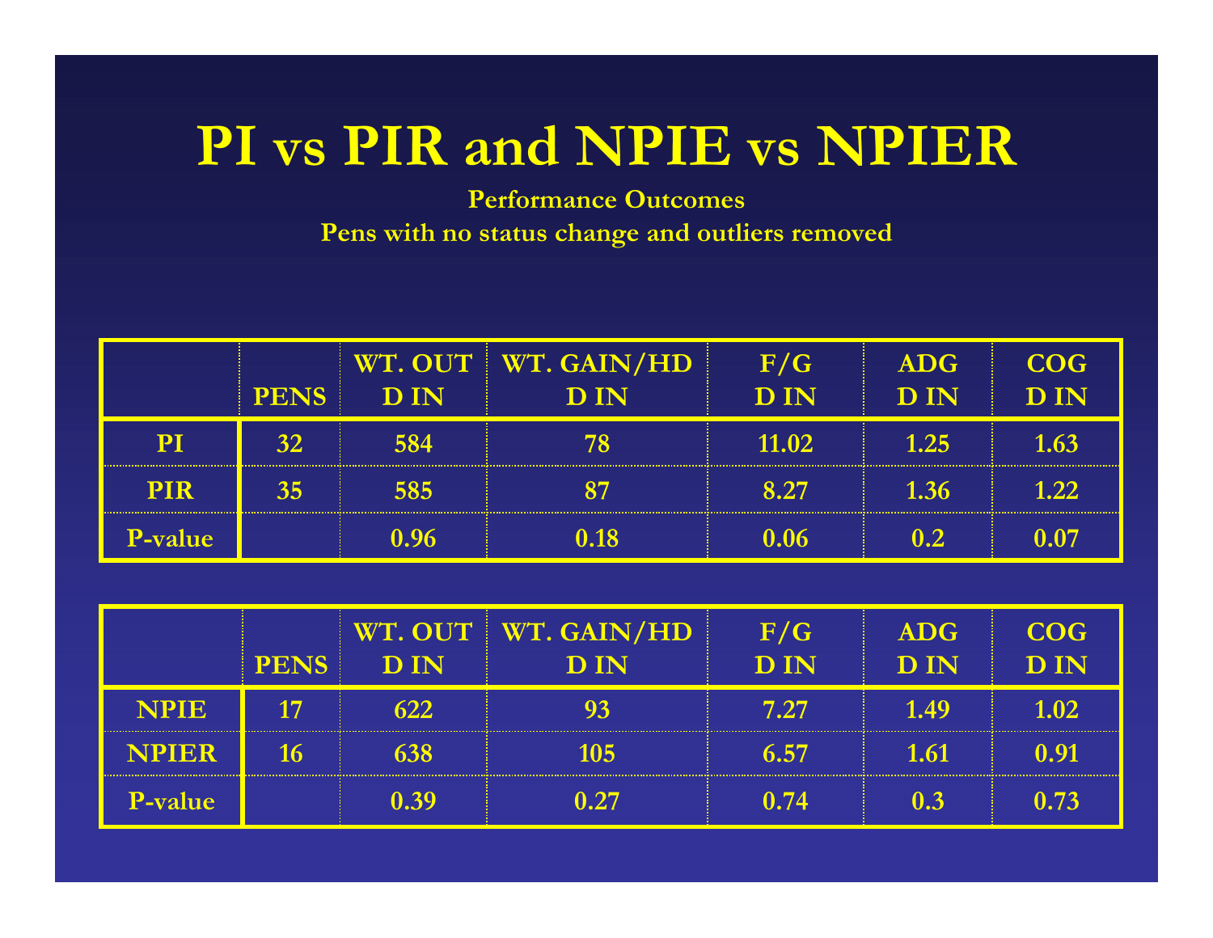# PI vs PIR and NPIE vs NPIER

**Performance Outcomes**

**Pens with no status change and outliers removed**

| | PENS | WT. OUT D IN | WT. GAIN/HD D IN | F/G D IN | ADG D IN | COG D IN |
|---|---|---|---|---|---|---|
| PI | 32 | 584 | 78 | 11.02 | 1.25 | 1.63 |
| PIR | 35 | 585 | 87 | 8.27 | 1.36 | 1.22 |
| P-value | | 0.96 | 0.18 | 0.06 | 0.2 | 0.07 |

| | PENS | WT. OUT D IN | WT. GAIN/HD D IN | F/G D IN | ADG D IN | COG D IN |
|---|---|---|---|---|---|---|
| NPIE | 17 | 622 | 93 | 7.27 | 1.49 | 1.02 |
| NPIER | 16 | 638 | 105 | 6.57 | 1.61 | 0.91 |
| P-value | | 0.39 | 0.27 | 0.74 | 0.3 | 0.73 |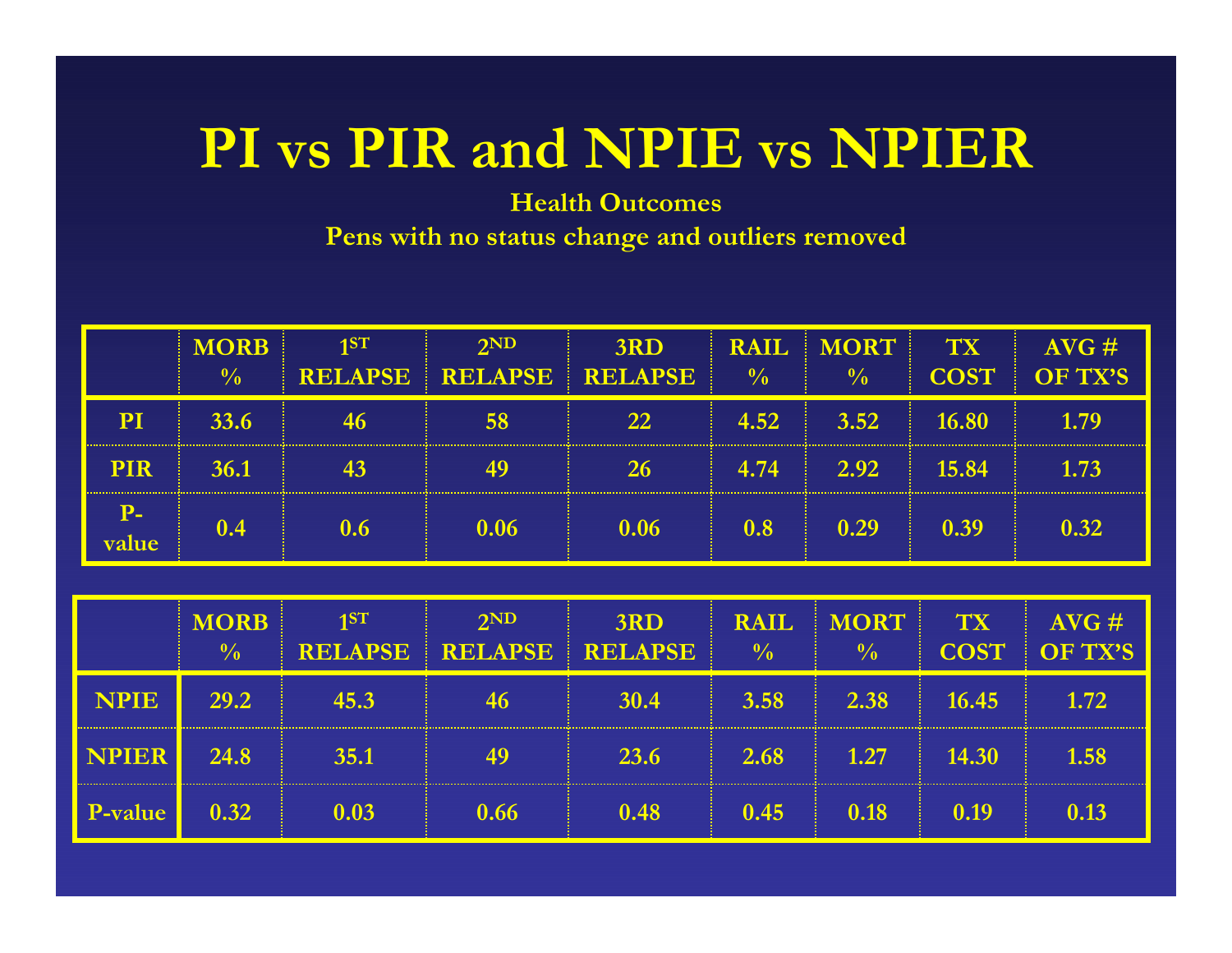# PI vs PIR and NPIE vs NPIER

**Health Outcomes**

**Pens with no status change and outliers removed**

| | MORB % | 1ST RELAPSE | 2ND RELAPSE | 3RD RELAPSE | RAIL % | MORT % | TX COST | AVG # OF TX'S |
|---|---|---|---|---|---|---|---|---|
| PI | 33.6 | 46 | 58 | 22 | 4.52 | 3.52 | 16.80 | 1.79 |
| PIR | 36.1 | 43 | 49 | 26 | 4.74 | 2.92 | 15.84 | 1.73 |
| P-value | 0.4 | 0.6 | 0.06 | 0.06 | 0.8 | 0.29 | 0.39 | 0.32 |

| | MORB % | 1ST RELAPSE | 2ND RELAPSE | 3RD RELAPSE | RAIL % | MORT % | TX COST | AVG # OF TX'S |
|---|---|---|---|---|---|---|---|---|
| NPIE | 29.2 | 45.3 | 46 | 30.4 | 3.58 | 2.38 | 16.45 | 1.72 |
| NPIER | 24.8 | 35.1 | 49 | 23.6 | 2.68 | 1.27 | 14.30 | 1.58 |
| P-value | 0.32 | 0.03 | 0.66 | 0.48 | 0.45 | 0.18 | 0.19 | 0.13 |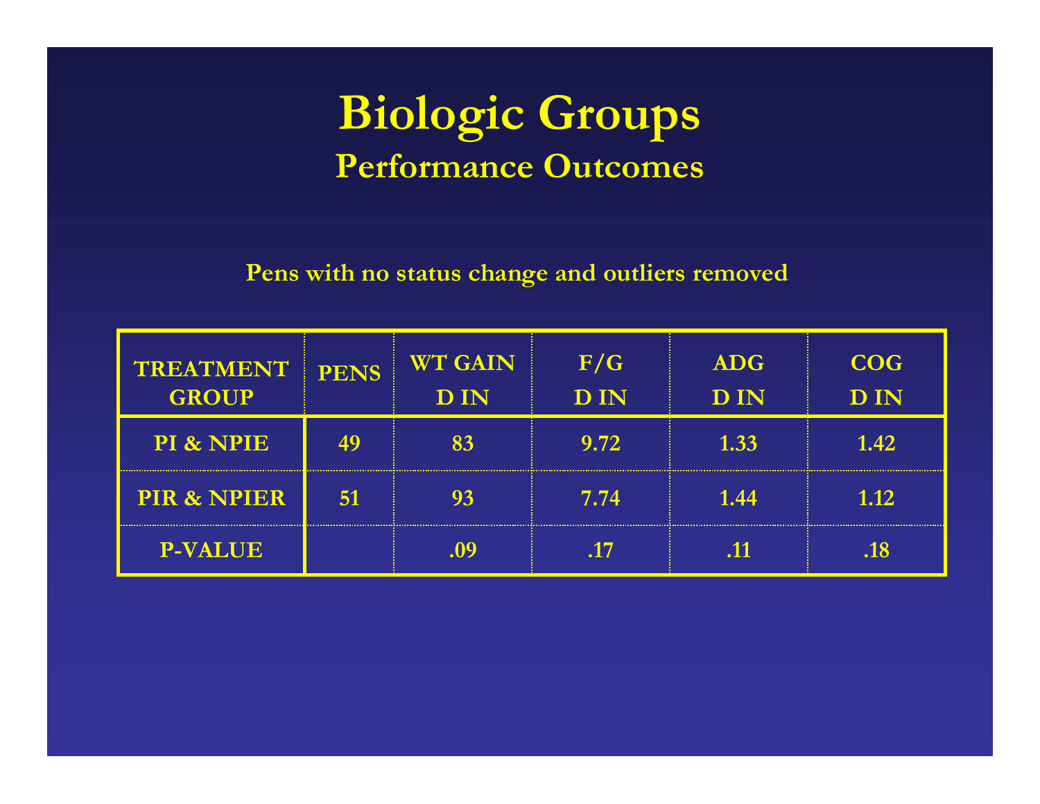# Biologic Groups

## Performance Outcomes

**Pens with no status change and outliers removed**

| TREATMENT GROUP | PENS | WT GAIN D IN | F/G D IN | ADG D IN | COG D IN |
|---|---|---|---|---|---|
| PI & NPIE | 49 | 83 | 9.72 | 1.33 | 1.42 |
| PIR & NPIER | 51 | 93 | 7.74 | 1.44 | 1.12 |
| P-VALUE | | .09 | .17 | .11 | .18 |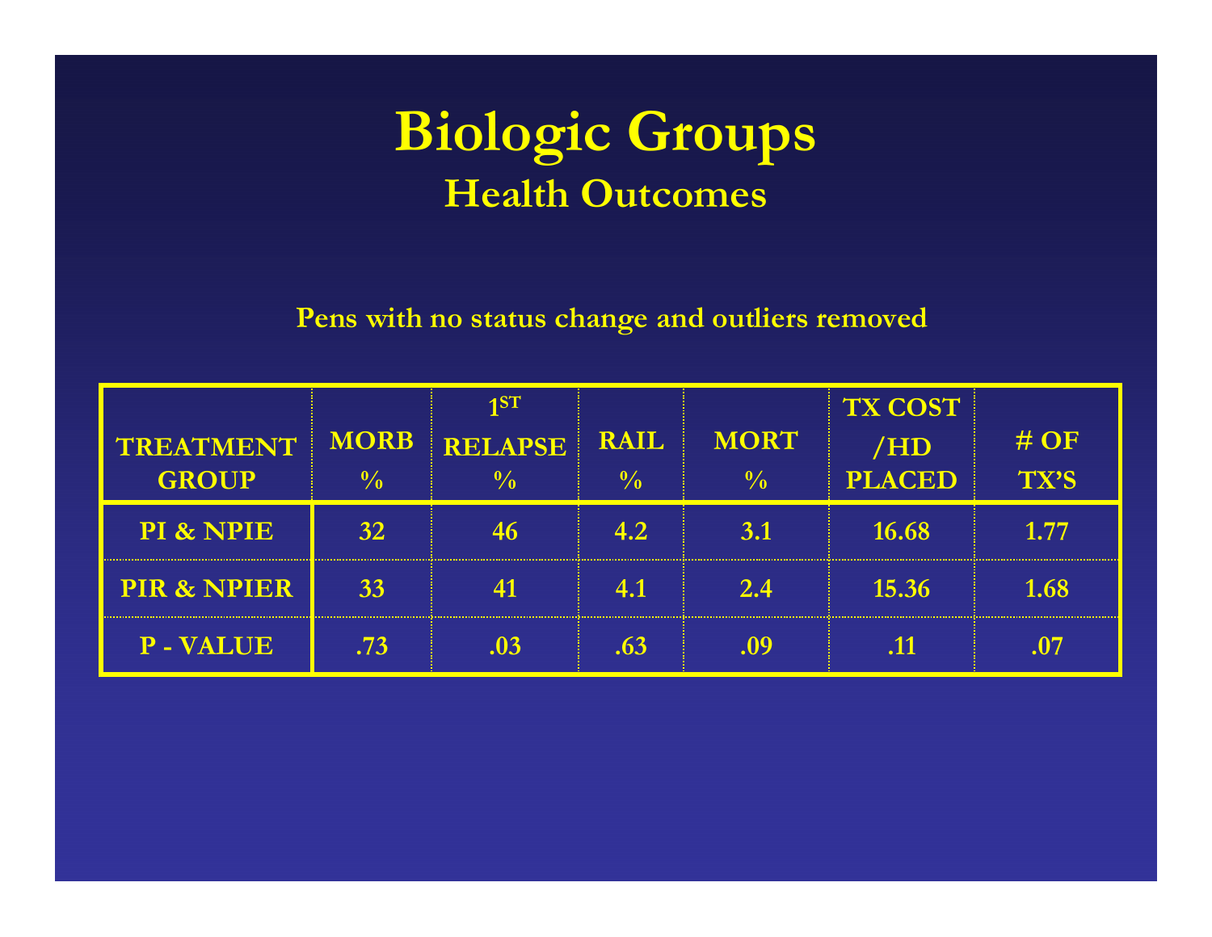# Biologic Groups

## Health Outcomes

**Pens with no status change and outliers removed**

| TREATMENT GROUP | MORB % | 1ST RELAPSE % | RAIL % | MORT % | TX COST /HD PLACED | # OF TX'S |
|---|---|---|---|---|---|---|
| PI & NPIE | 32 | 46 | 4.2 | 3.1 | 16.68 | 1.77 |
| PIR & NPIER | 33 | 41 | 4.1 | 2.4 | 15.36 | 1.68 |
| P - VALUE | .73 | .03 | .63 | .09 | .11 | .07 |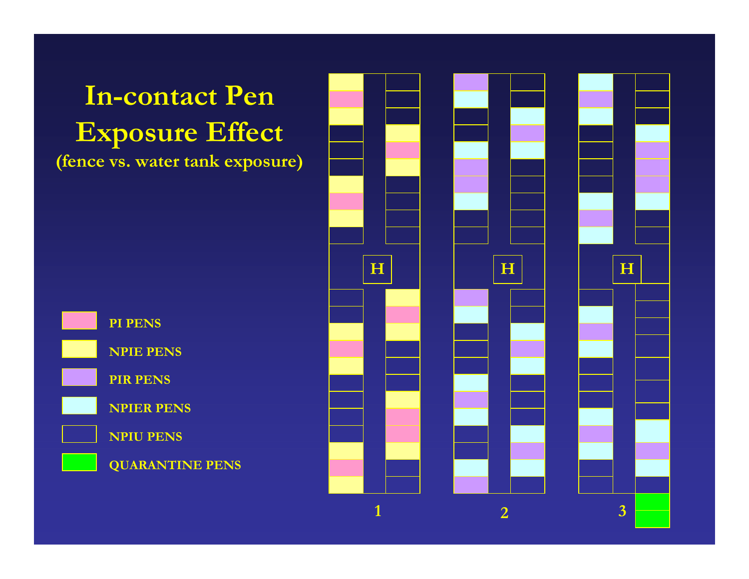# In-contact Pen Exposure Effect

**(fence vs. water tank exposure)**

- PI PENS
- NPIE PENS
- PIR PENS
- NPIER PENS
- NPIU PENS
- QUARANTINE PENS

H

H

H

1

2

3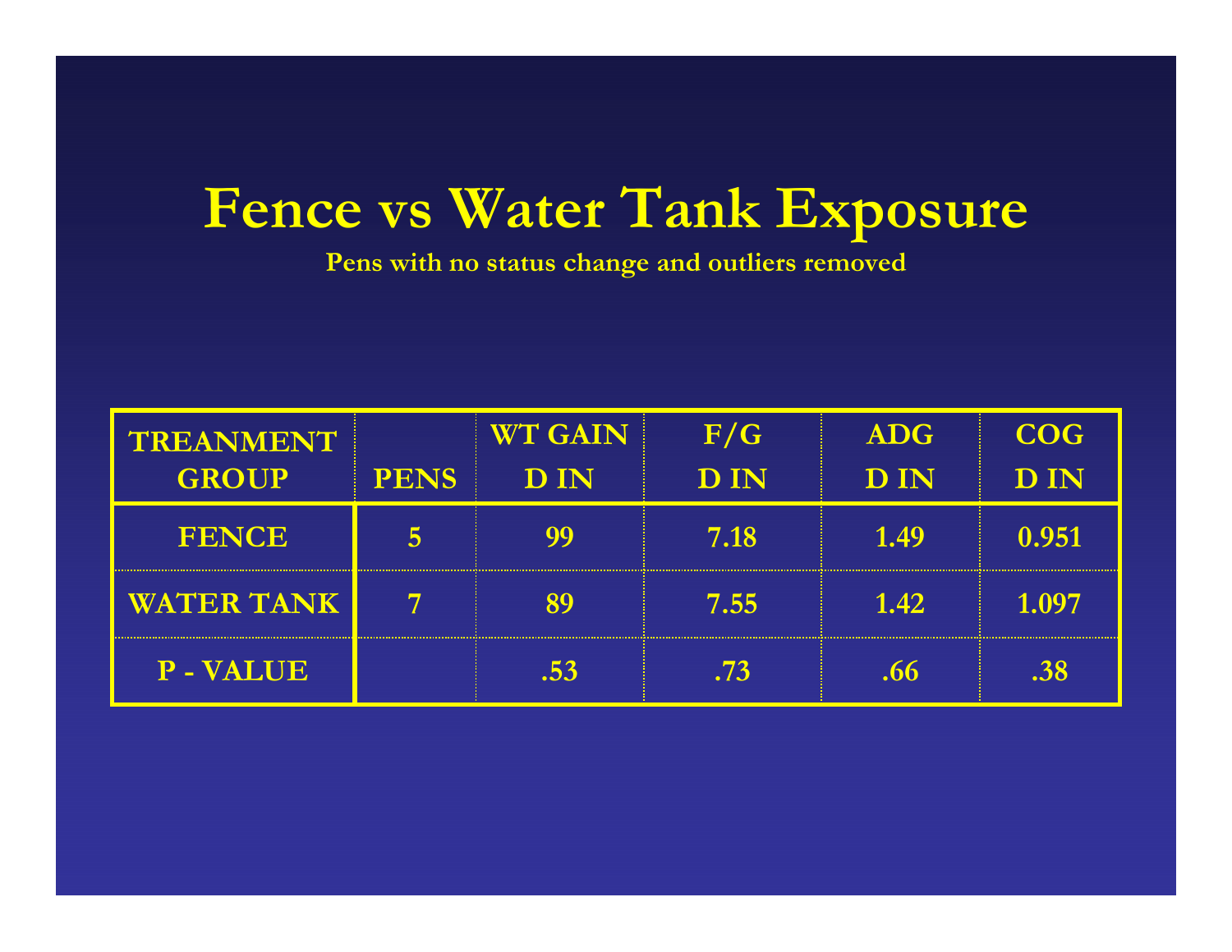# Fence vs Water Tank Exposure

**Pens with no status change and outliers removed**

| TREANMENT GROUP | PENS | WT GAIN D IN | F/G D IN | ADG D IN | COG D IN |
|---|---|---|---|---|---|
| FENCE | 5 | 99 | 7.18 | 1.49 | 0.951 |
| WATER TANK | 7 | 89 | 7.55 | 1.42 | 1.097 |
| P - VALUE | | .53 | .73 | .66 | .38 |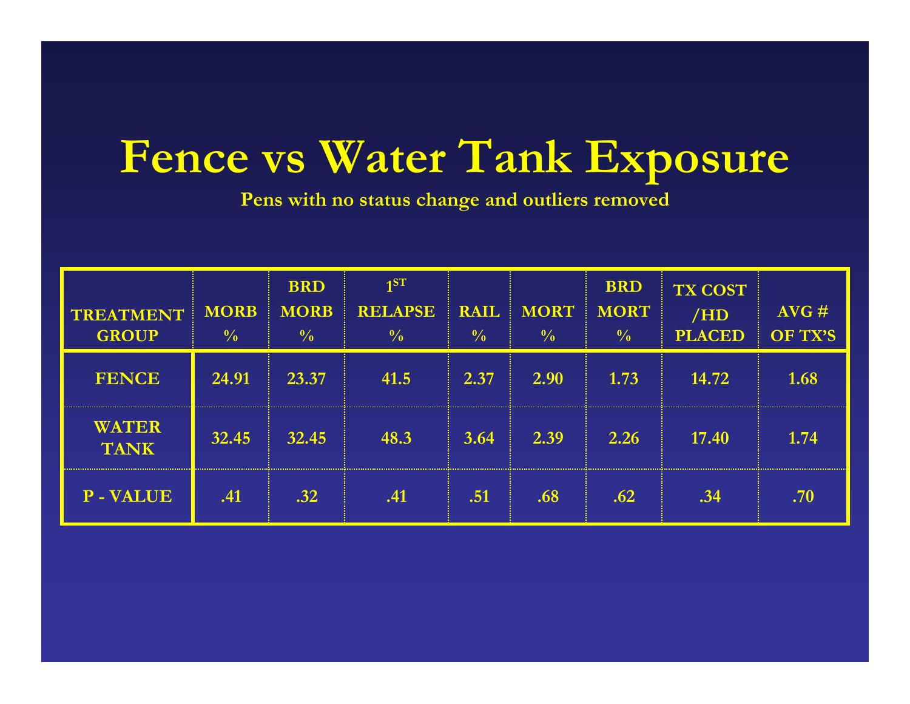# Fence vs Water Tank Exposure

**Pens with no status change and outliers removed**

| TREATMENT GROUP | MORB % | BRD MORB % | 1ST RELAPSE % | RAIL % | MORT % | BRD MORT % | TX COST /HD PLACED | AVG # OF TX'S |
|---|---|---|---|---|---|---|---|---|
| FENCE | 24.91 | 23.37 | 41.5 | 2.37 | 2.90 | 1.73 | 14.72 | 1.68 |
| WATER TANK | 32.45 | 32.45 | 48.3 | 3.64 | 2.39 | 2.26 | 17.40 | 1.74 |
| P - VALUE | .41 | .32 | .41 | .51 | .68 | .62 | .34 | .70 |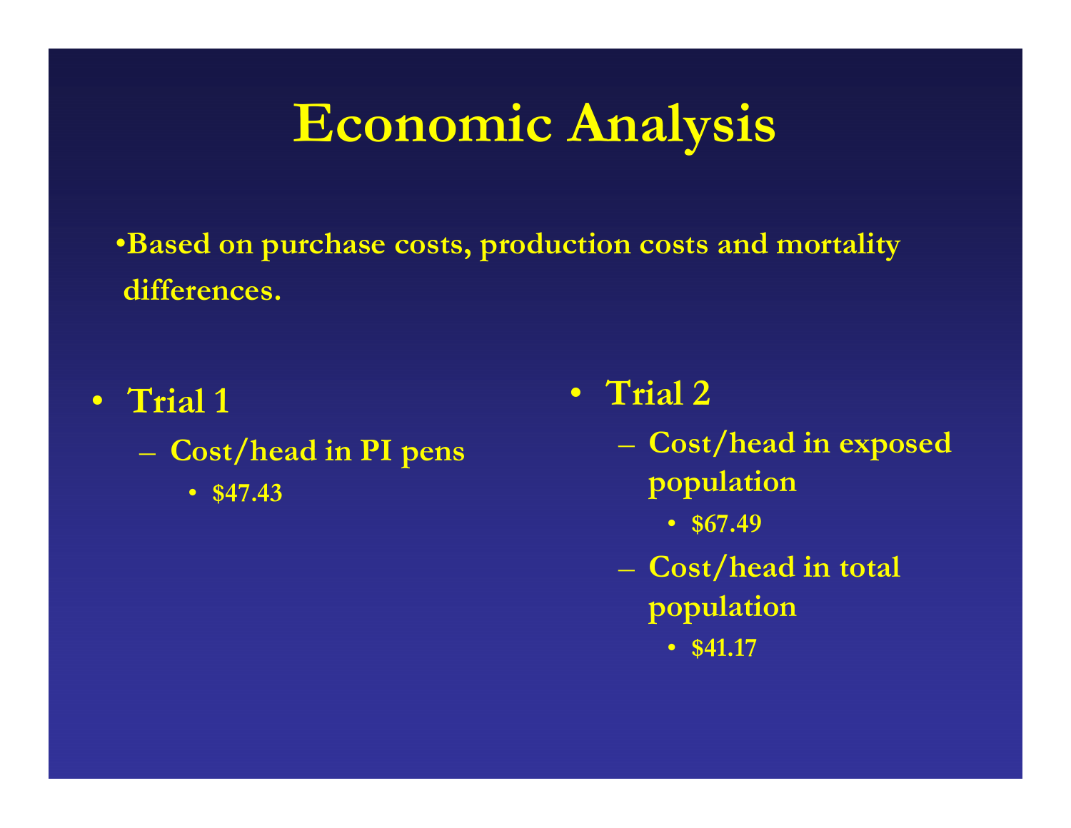# Economic Analysis

- **Based on purchase costs, production costs and mortality differences.**

- **Trial 1**
  - **Cost/head in PI pens**
    - **$47.43**

- **Trial 2**
  - **Cost/head in exposed population**
    - **$67.49**
  - **Cost/head in total population**
    - **$41.17**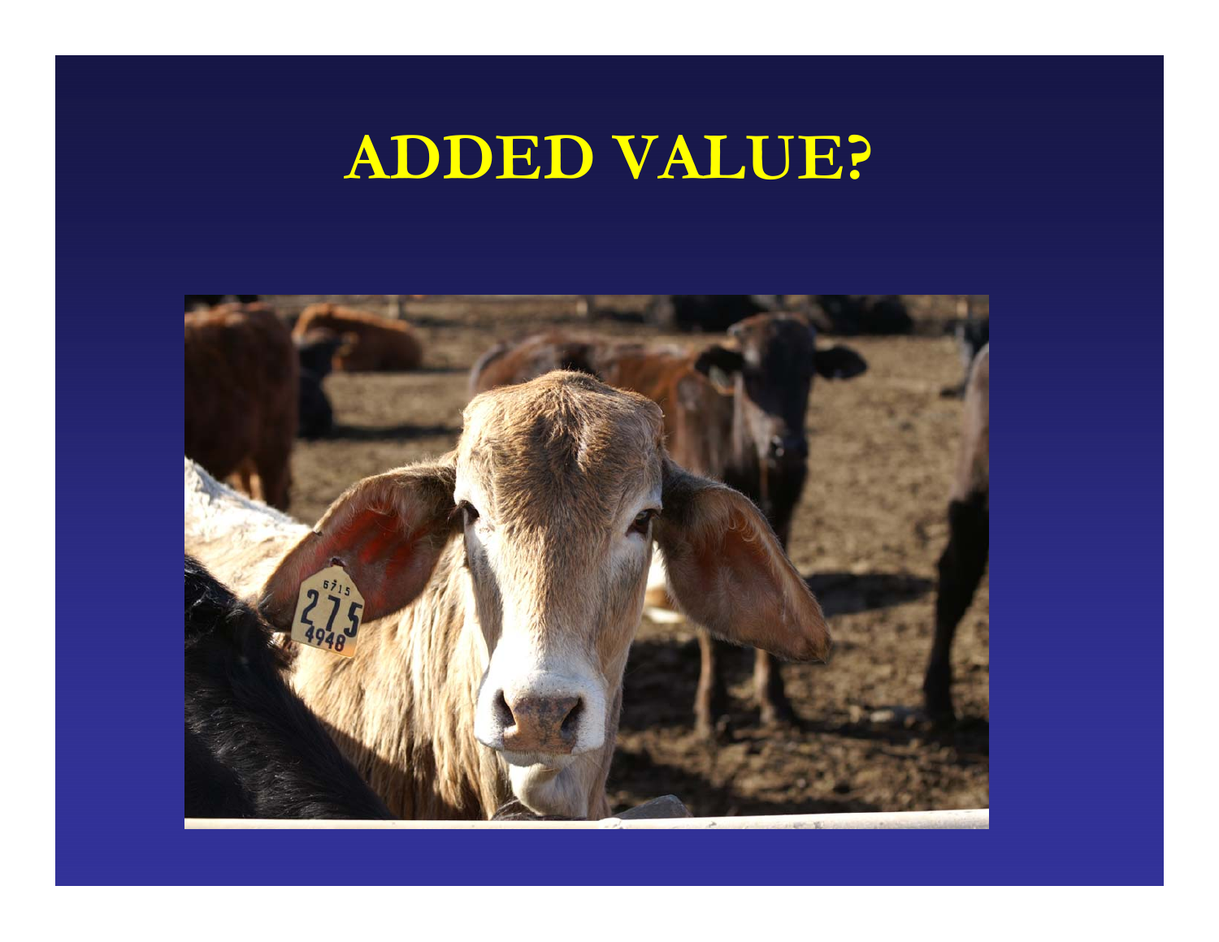# ADDED VALUE?